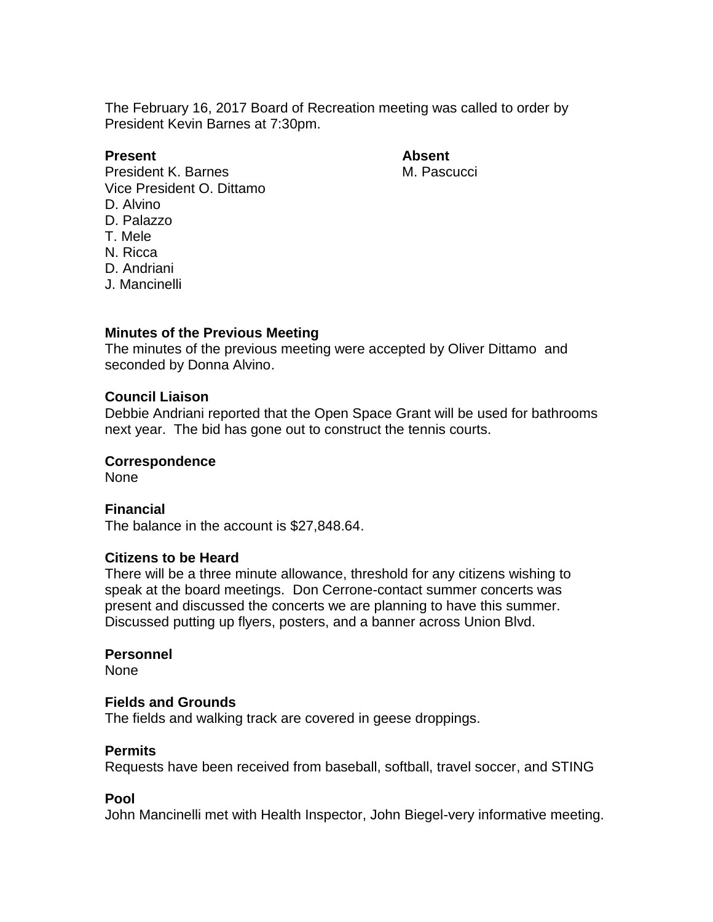The February 16, 2017 Board of Recreation meeting was called to order by President Kevin Barnes at 7:30pm.

**Present**

President K. Barnes
Vice President O. Dittamo
D. Alvino
D. Palazzo
T. Mele
N. Ricca
D. Andriani
J. Mancinelli

**Absent**

M. Pascucci

**Minutes of the Previous Meeting**

The minutes of the previous meeting were accepted by Oliver Dittamo and seconded by Donna Alvino.

**Council Liaison**

Debbie Andriani reported that the Open Space Grant will be used for bathrooms next year. The bid has gone out to construct the tennis courts.

**Correspondence**

None

**Financial**

The balance in the account is $27,848.64.

**Citizens to be Heard**

There will be a three minute allowance, threshold for any citizens wishing to speak at the board meetings. Don Cerrone-contact summer concerts was present and discussed the concerts we are planning to have this summer. Discussed putting up flyers, posters, and a banner across Union Blvd.

**Personnel**

None

**Fields and Grounds**

The fields and walking track are covered in geese droppings.

**Permits**

Requests have been received from baseball, softball, travel soccer, and STING

**Pool**

John Mancinelli met with Health Inspector, John Biegel-very informative meeting.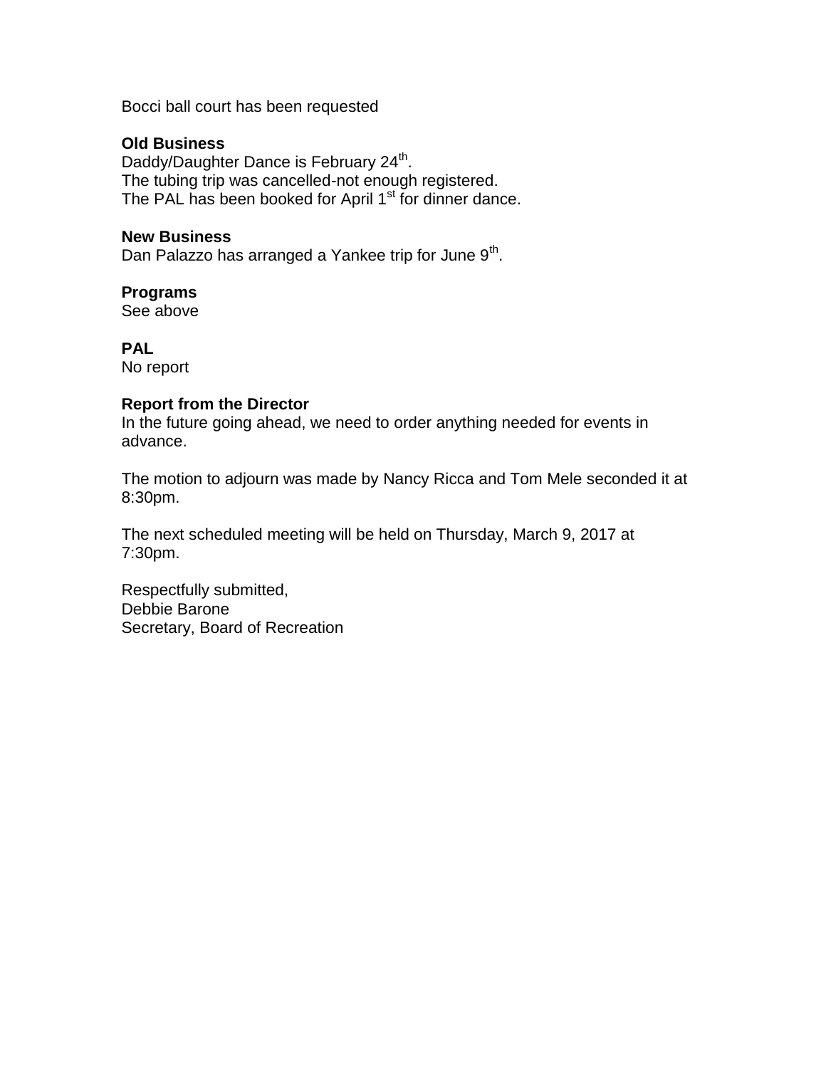Bocci ball court has been requested

**Old Business**
Daddy/Daughter Dance is February 24th.
The tubing trip was cancelled-not enough registered.
The PAL has been booked for April 1st for dinner dance.

**New Business**
Dan Palazzo has arranged a Yankee trip for June 9th.

**Programs**
See above

**PAL**
No report

**Report from the Director**
In the future going ahead, we need to order anything needed for events in advance.

The motion to adjourn was made by Nancy Ricca and Tom Mele seconded it at 8:30pm.

The next scheduled meeting will be held on Thursday, March 9, 2017 at 7:30pm.

Respectfully submitted,
Debbie Barone
Secretary, Board of Recreation